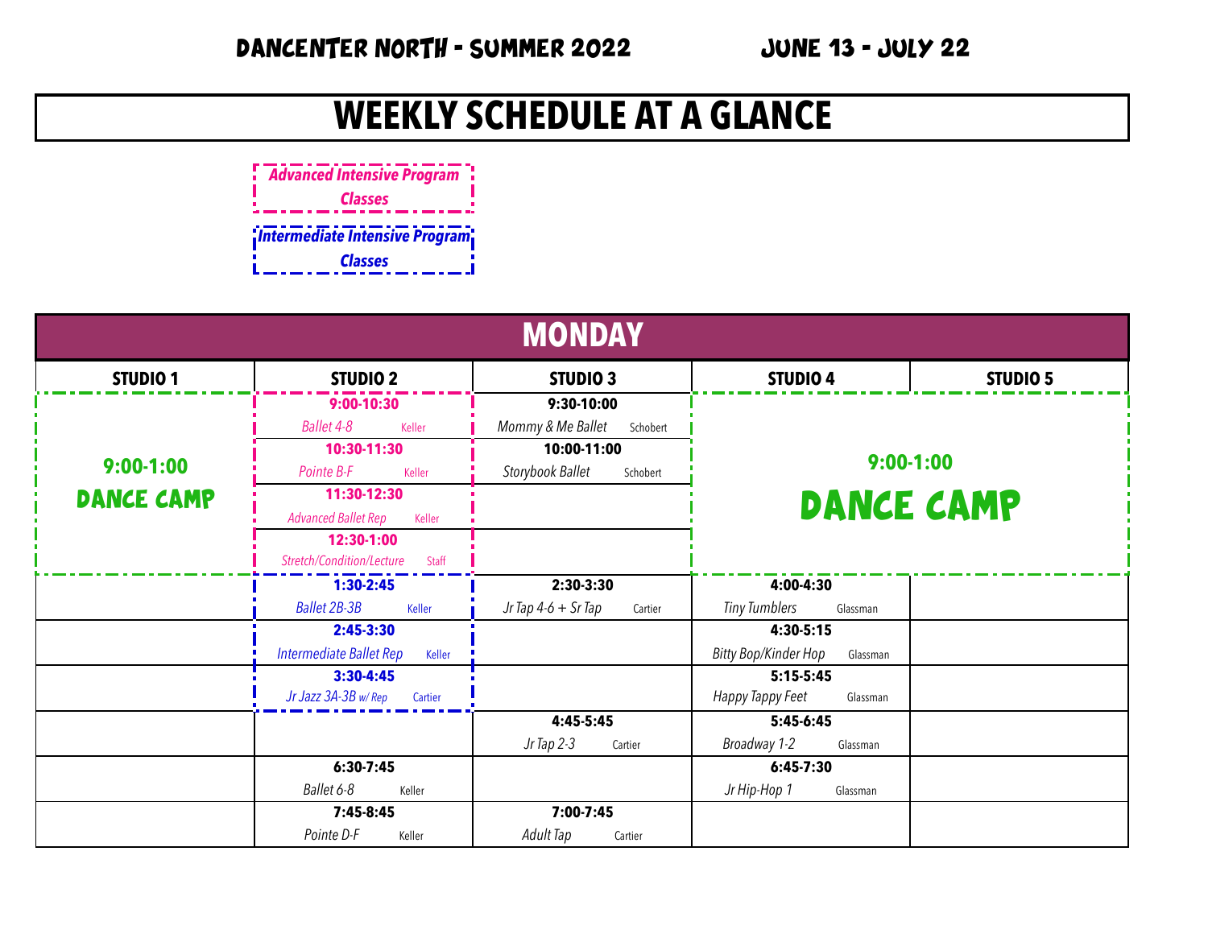# DANCENTER NORTH - SUMMER 2022 JUNE 13 - JULY 22

## WEEKLY SCHEDULE AT A GLANCE

*Advanced Intensive Program Classes*

*Intermediate Intensive Program Classes*

## MONDAY

| STUDIO 1 | STUDIO 2 | STUDIO 3 | STUDIO 4 | STUDIO 5 |
|---|---|---|---|---|
| **9:00-1:00** DANCE CAMP | **9:00-10:30** *Ballet 4-8* Keller | **9:30-10:00** *Mommy & Me Ballet* Schobert | **9:00-1:00** DANCE CAMP | |
| | **10:30-11:30** *Pointe B-F* Keller | **10:00-11:00** *Storybook Ballet* Schobert | | |
| | **11:30-12:30** *Advanced Ballet Rep* Keller | | | |
| | **12:30-1:00** *Stretch/Condition/Lecture* Staff | | | |
| | **1:30-2:45** *Ballet 2B-3B* Keller | **2:30-3:30** *Jr Tap 4-6 + Sr Tap* Cartier | **4:00-4:30** *Tiny Tumblers* Glassman | |
| | **2:45-3:30** *Intermediate Ballet Rep* Keller | | **4:30-5:15** *Bitty Bop/Kinder Hop* Glassman | |
| | **3:30-4:45** *Jr Jazz 3A-3B w/ Rep* Cartier | | **5:15-5:45** *Happy Tappy Feet* Glassman | |
| | | **4:45-5:45** *Jr Tap 2-3* Cartier | **5:45-6:45** *Broadway 1-2* Glassman | |
| | **6:30-7:45** *Ballet 6-8* Keller | | **6:45-7:30** *Jr Hip-Hop 1* Glassman | |
| | **7:45-8:45** *Pointe D-F* Keller | **7:00-7:45** *Adult Tap* Cartier | | |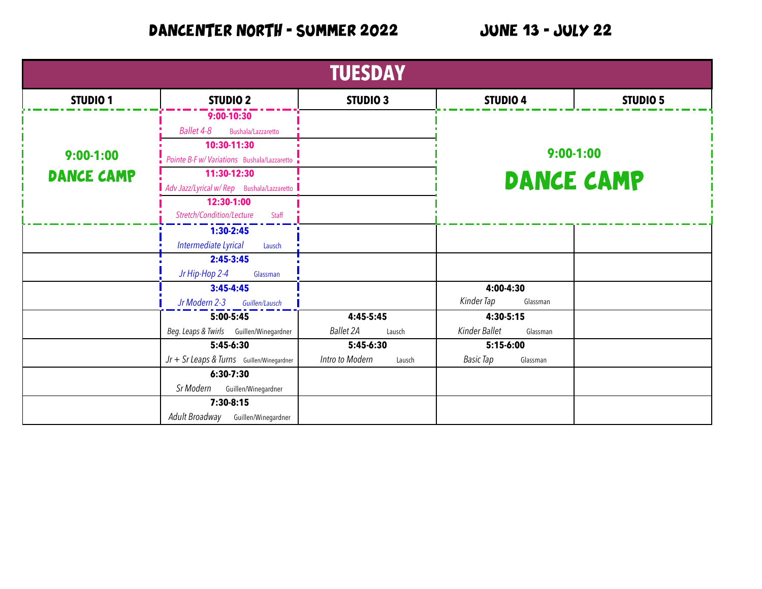# DANCENTER NORTH - SUMMER 2022

## JUNE 13 - JULY 22

| TUESDAY | | | | |
|---|---|---|---|---|
| **STUDIO 1** | **STUDIO 2** | **STUDIO 3** | **STUDIO 4** | **STUDIO 5** |
| **9:00-1:00 DANCE CAMP** | **9:00-10:30** *Ballet 4-8* Bushala/Lazzaretto | | **9:00-1:00 DANCE CAMP** | |
| | **10:30-11:30** *Pointe B-F w/ Variations* Bushala/Lazzaretto | | | |
| | **11:30-12:30** *Adv Jazz/Lyrical w/ Rep* Bushala/Lazzaretto | | | |
| | **12:30-1:00** *Stretch/Condition/Lecture* Staff | | | |
| | **1:30-2:45** *Intermediate Lyrical* Lausch | | | |
| | **2:45-3:45** *Jr Hip-Hop 2-4* Glassman | | | |
| | **3:45-4:45** *Jr Modern 2-3* Guillen/Lausch | | **4:00-4:30** *Kinder Tap* Glassman | |
| | **5:00-5:45** *Beg. Leaps & Twirls* Guillen/Winegardner | **4:45-5:45** *Ballet 2A* Lausch | **4:30-5:15** *Kinder Ballet* Glassman | |
| | **5:45-6:30** *Jr + Sr Leaps & Turns* Guillen/Winegardner | **5:45-6:30** *Intro to Modern* Lausch | **5:15-6:00** *Basic Tap* Glassman | |
| | **6:30-7:30** *Sr Modern* Guillen/Winegardner | | | |
| | **7:30-8:15** *Adult Broadway* Guillen/Winegardner | | | |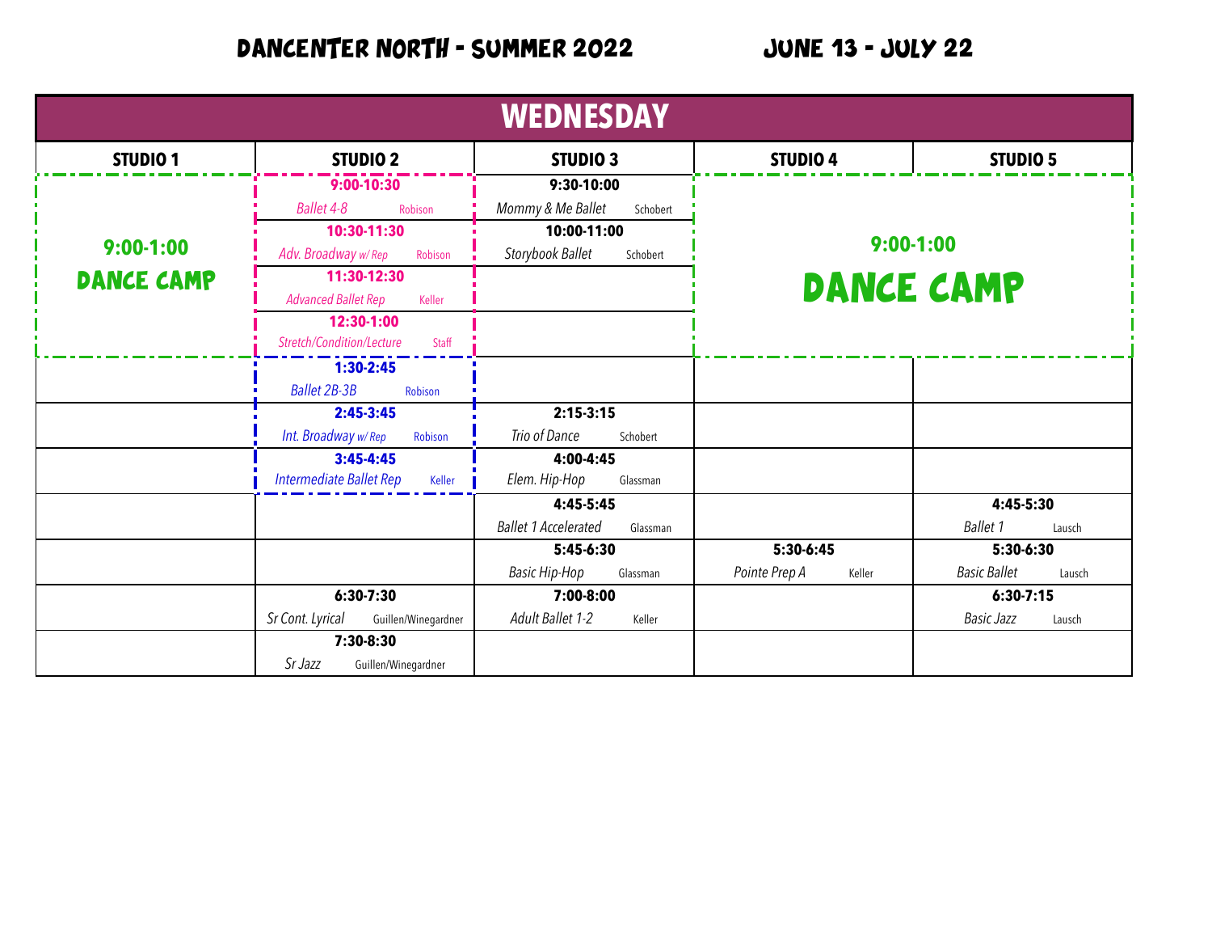# DANCENTER NORTH - SUMMER 2022 JUNE 13 - JULY 22

## WEDNESDAY

| STUDIO 1 | STUDIO 2 | STUDIO 3 | STUDIO 4 | STUDIO 5 |
|---|---|---|---|---|
| **9:00-1:00** DANCE CAMP | **9:00-10:30** *Ballet 4-8* Robison | **9:30-10:00** *Mommy & Me Ballet* Schobert | **9:00-1:00** DANCE CAMP | |
| | **10:30-11:30** *Adv. Broadway w/ Rep* Robison | **10:00-11:00** *Storybook Ballet* Schobert | | |
| | **11:30-12:30** *Advanced Ballet Rep* Keller | | | |
| | **12:30-1:00** *Stretch/Condition/Lecture* Staff | | | |
| | **1:30-2:45** *Ballet 2B-3B* Robison | | | |
| | **2:45-3:45** *Int. Broadway w/ Rep* Robison | **2:15-3:15** *Trio of Dance* Schobert | | |
| | **3:45-4:45** *Intermediate Ballet Rep* Keller | **4:00-4:45** *Elem. Hip-Hop* Glassman | | |
| | | **4:45-5:45** *Ballet 1 Accelerated* Glassman | | **4:45-5:30** *Ballet 1* Lausch |
| | | **5:45-6:30** *Basic Hip-Hop* Glassman | **5:30-6:45** *Pointe Prep A* Keller | **5:30-6:30** *Basic Ballet* Lausch |
| | **6:30-7:30** *Sr Cont. Lyrical* Guillen/Winegardner | **7:00-8:00** *Adult Ballet 1-2* Keller | | **6:30-7:15** *Basic Jazz* Lausch |
| | **7:30-8:30** *Sr Jazz* Guillen/Winegardner | | | |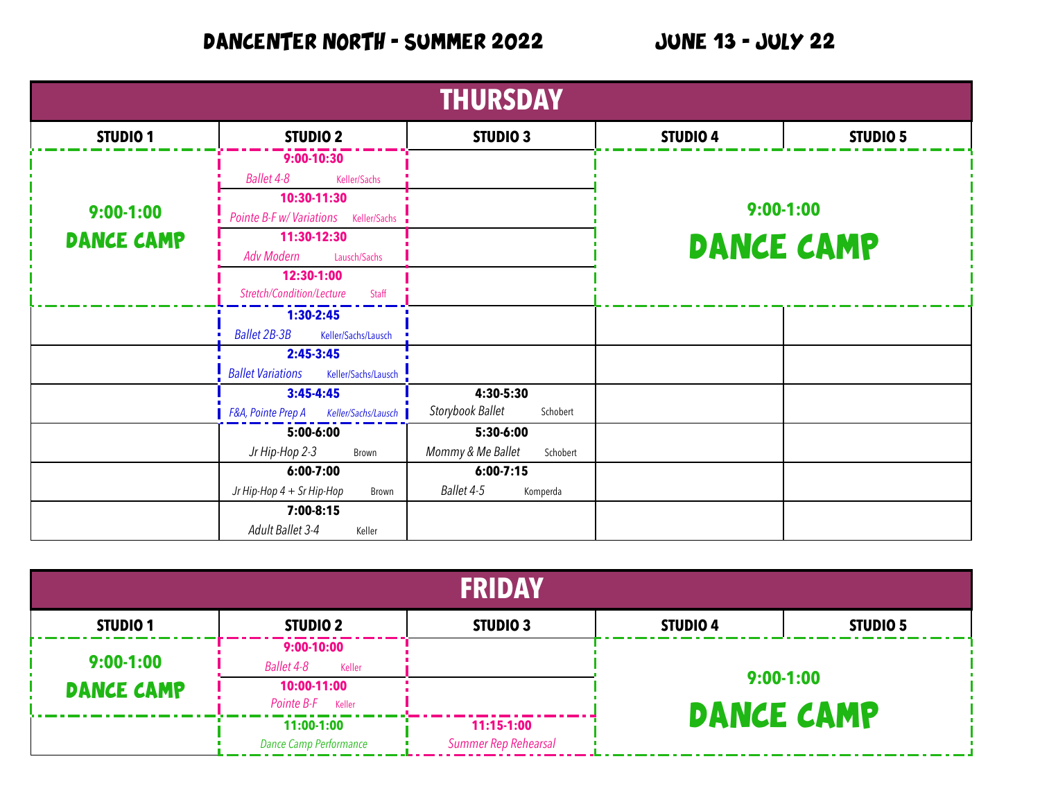# DANCENTER NORTH - SUMMER 2022 JUNE 13 - JULY 22

## THURSDAY

| STUDIO 1 | STUDIO 2 | STUDIO 3 | STUDIO 4 | STUDIO 5 |
| --- | --- | --- | --- | --- |
| 9:00-1:00 DANCE CAMP | 9:00-10:30 *Ballet 4-8* Keller/Sachs | | 9:00-1:00 DANCE CAMP | |
| | 10:30-11:30 *Pointe B-F w/ Variations* Keller/Sachs | | | |
| | 11:30-12:30 *Adv Modern* Lausch/Sachs | | | |
| | 12:30-1:00 *Stretch/Condition/Lecture* Staff | | | |
| | 1:30-2:45 *Ballet 2B-3B* Keller/Sachs/Lausch | | | |
| | 2:45-3:45 *Ballet Variations* Keller/Sachs/Lausch | | | |
| | 3:45-4:45 *F&A, Pointe Prep A* Keller/Sachs/Lausch | 4:30-5:30 *Storybook Ballet* Schobert | | |
| | 5:00-6:00 *Jr Hip-Hop 2-3* Brown | 5:30-6:00 *Mommy & Me Ballet* Schobert | | |
| | 6:00-7:00 *Jr Hip-Hop 4 + Sr Hip-Hop* Brown | 6:00-7:15 *Ballet 4-5* Komperda | | |
| | 7:00-8:15 *Adult Ballet 3-4* Keller | | | |

## FRIDAY

| STUDIO 1 | STUDIO 2 | STUDIO 3 | STUDIO 4 | STUDIO 5 |
| --- | --- | --- | --- | --- |
| 9:00-1:00 DANCE CAMP | 9:00-10:00 *Ballet 4-8* Keller | | 9:00-1:00 DANCE CAMP | |
| | 10:00-11:00 *Pointe B-F* Keller | | | |
| | 11:00-1:00 *Dance Camp Performance* | 11:15-1:00 *Summer Rep Rehearsal* | | |